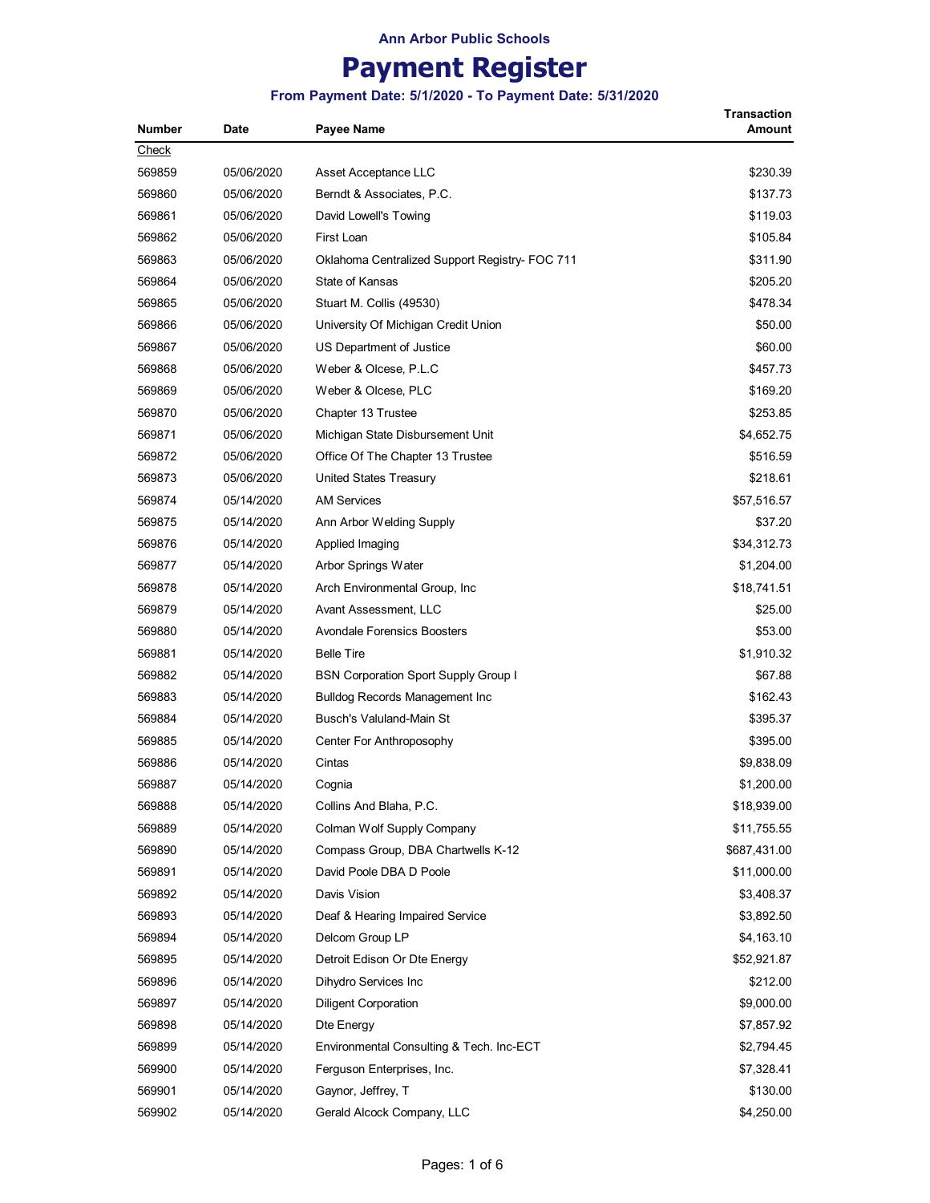# Ann Arbor Public Schools

# Payment Register

### From Payment Date: 5/1/2020 - To Payment Date: 5/31/2020

| Number | Date | Payee Name | Transaction Amount |
|---|---|---|---|
| Check | | | |
| 569859 | 05/06/2020 | Asset Acceptance LLC | $230.39 |
| 569860 | 05/06/2020 | Berndt & Associates, P.C. | $137.73 |
| 569861 | 05/06/2020 | David Lowell's Towing | $119.03 |
| 569862 | 05/06/2020 | First Loan | $105.84 |
| 569863 | 05/06/2020 | Oklahoma Centralized Support Registry- FOC 711 | $311.90 |
| 569864 | 05/06/2020 | State of Kansas | $205.20 |
| 569865 | 05/06/2020 | Stuart M. Collis (49530) | $478.34 |
| 569866 | 05/06/2020 | University Of Michigan Credit Union | $50.00 |
| 569867 | 05/06/2020 | US Department of Justice | $60.00 |
| 569868 | 05/06/2020 | Weber & Olcese, P.L.C | $457.73 |
| 569869 | 05/06/2020 | Weber & Olcese, PLC | $169.20 |
| 569870 | 05/06/2020 | Chapter 13 Trustee | $253.85 |
| 569871 | 05/06/2020 | Michigan State Disbursement Unit | $4,652.75 |
| 569872 | 05/06/2020 | Office Of The Chapter 13 Trustee | $516.59 |
| 569873 | 05/06/2020 | United States Treasury | $218.61 |
| 569874 | 05/14/2020 | AM Services | $57,516.57 |
| 569875 | 05/14/2020 | Ann Arbor Welding Supply | $37.20 |
| 569876 | 05/14/2020 | Applied Imaging | $34,312.73 |
| 569877 | 05/14/2020 | Arbor Springs Water | $1,204.00 |
| 569878 | 05/14/2020 | Arch Environmental Group, Inc | $18,741.51 |
| 569879 | 05/14/2020 | Avant Assessment, LLC | $25.00 |
| 569880 | 05/14/2020 | Avondale Forensics Boosters | $53.00 |
| 569881 | 05/14/2020 | Belle Tire | $1,910.32 |
| 569882 | 05/14/2020 | BSN Corporation Sport Supply Group I | $67.88 |
| 569883 | 05/14/2020 | Bulldog Records Management Inc | $162.43 |
| 569884 | 05/14/2020 | Busch's Valuland-Main St | $395.37 |
| 569885 | 05/14/2020 | Center For Anthroposophy | $395.00 |
| 569886 | 05/14/2020 | Cintas | $9,838.09 |
| 569887 | 05/14/2020 | Cognia | $1,200.00 |
| 569888 | 05/14/2020 | Collins And Blaha, P.C. | $18,939.00 |
| 569889 | 05/14/2020 | Colman Wolf Supply Company | $11,755.55 |
| 569890 | 05/14/2020 | Compass Group, DBA Chartwells K-12 | $687,431.00 |
| 569891 | 05/14/2020 | David Poole DBA D Poole | $11,000.00 |
| 569892 | 05/14/2020 | Davis Vision | $3,408.37 |
| 569893 | 05/14/2020 | Deaf & Hearing Impaired Service | $3,892.50 |
| 569894 | 05/14/2020 | Delcom Group LP | $4,163.10 |
| 569895 | 05/14/2020 | Detroit Edison Or Dte Energy | $52,921.87 |
| 569896 | 05/14/2020 | Dihydro Services Inc | $212.00 |
| 569897 | 05/14/2020 | Diligent Corporation | $9,000.00 |
| 569898 | 05/14/2020 | Dte Energy | $7,857.92 |
| 569899 | 05/14/2020 | Environmental Consulting & Tech. Inc-ECT | $2,794.45 |
| 569900 | 05/14/2020 | Ferguson Enterprises, Inc. | $7,328.41 |
| 569901 | 05/14/2020 | Gaynor, Jeffrey, T | $130.00 |
| 569902 | 05/14/2020 | Gerald Alcock Company, LLC | $4,250.00 |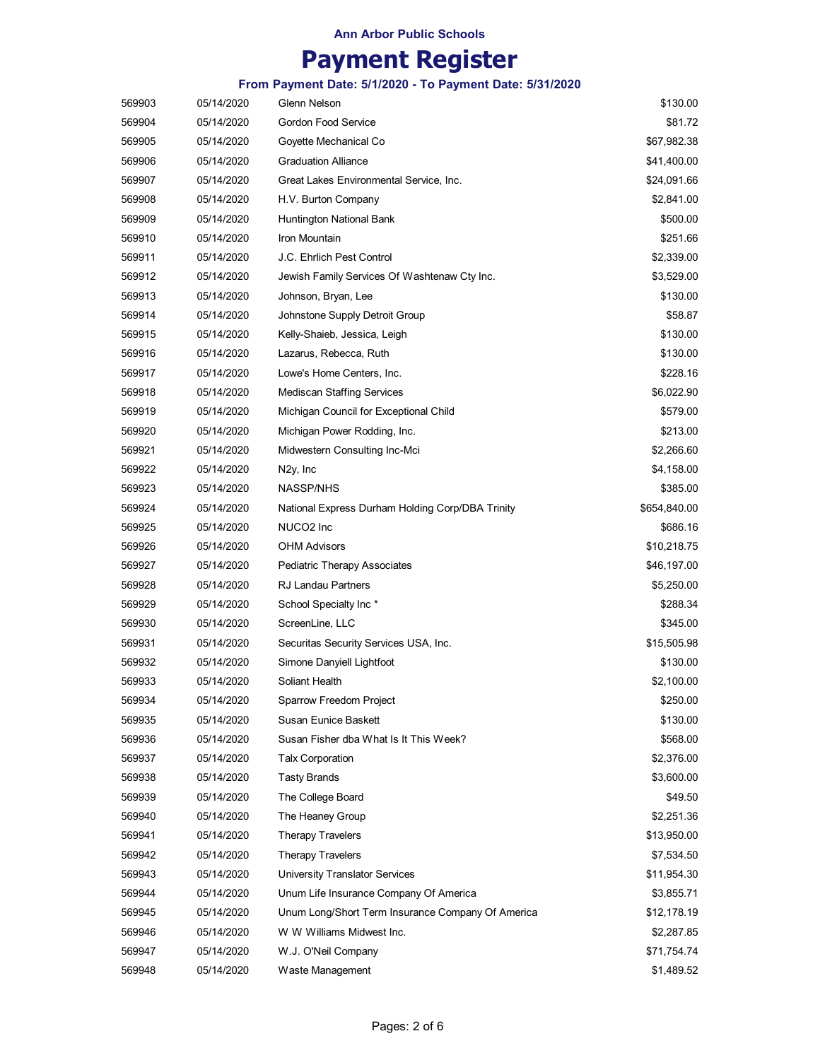**Ann Arbor Public Schools**

# Payment Register

**From Payment Date: 5/1/2020 - To Payment Date: 5/31/2020**

| | | | |
|---|---|---|---|
| 569903 | 05/14/2020 | Glenn Nelson | $130.00 |
| 569904 | 05/14/2020 | Gordon Food Service | $81.72 |
| 569905 | 05/14/2020 | Goyette Mechanical Co | $67,982.38 |
| 569906 | 05/14/2020 | Graduation Alliance | $41,400.00 |
| 569907 | 05/14/2020 | Great Lakes Environmental Service, Inc. | $24,091.66 |
| 569908 | 05/14/2020 | H.V. Burton Company | $2,841.00 |
| 569909 | 05/14/2020 | Huntington National Bank | $500.00 |
| 569910 | 05/14/2020 | Iron Mountain | $251.66 |
| 569911 | 05/14/2020 | J.C. Ehrlich Pest Control | $2,339.00 |
| 569912 | 05/14/2020 | Jewish Family Services Of Washtenaw Cty Inc. | $3,529.00 |
| 569913 | 05/14/2020 | Johnson, Bryan, Lee | $130.00 |
| 569914 | 05/14/2020 | Johnstone Supply Detroit Group | $58.87 |
| 569915 | 05/14/2020 | Kelly-Shaieb, Jessica, Leigh | $130.00 |
| 569916 | 05/14/2020 | Lazarus, Rebecca, Ruth | $130.00 |
| 569917 | 05/14/2020 | Lowe's Home Centers, Inc. | $228.16 |
| 569918 | 05/14/2020 | Mediscan Staffing Services | $6,022.90 |
| 569919 | 05/14/2020 | Michigan Council for Exceptional Child | $579.00 |
| 569920 | 05/14/2020 | Michigan Power Rodding, Inc. | $213.00 |
| 569921 | 05/14/2020 | Midwestern Consulting Inc-Mci | $2,266.60 |
| 569922 | 05/14/2020 | N2y, Inc | $4,158.00 |
| 569923 | 05/14/2020 | NASSP/NHS | $385.00 |
| 569924 | 05/14/2020 | National Express Durham Holding Corp/DBA Trinity | $654,840.00 |
| 569925 | 05/14/2020 | NUCO2 Inc | $686.16 |
| 569926 | 05/14/2020 | OHM Advisors | $10,218.75 |
| 569927 | 05/14/2020 | Pediatric Therapy Associates | $46,197.00 |
| 569928 | 05/14/2020 | RJ Landau Partners | $5,250.00 |
| 569929 | 05/14/2020 | School Specialty Inc * | $288.34 |
| 569930 | 05/14/2020 | ScreenLine, LLC | $345.00 |
| 569931 | 05/14/2020 | Securitas Security Services USA, Inc. | $15,505.98 |
| 569932 | 05/14/2020 | Simone Danyiell Lightfoot | $130.00 |
| 569933 | 05/14/2020 | Soliant Health | $2,100.00 |
| 569934 | 05/14/2020 | Sparrow Freedom Project | $250.00 |
| 569935 | 05/14/2020 | Susan Eunice Baskett | $130.00 |
| 569936 | 05/14/2020 | Susan Fisher dba What Is It This Week? | $568.00 |
| 569937 | 05/14/2020 | Talx Corporation | $2,376.00 |
| 569938 | 05/14/2020 | Tasty Brands | $3,600.00 |
| 569939 | 05/14/2020 | The College Board | $49.50 |
| 569940 | 05/14/2020 | The Heaney Group | $2,251.36 |
| 569941 | 05/14/2020 | Therapy Travelers | $13,950.00 |
| 569942 | 05/14/2020 | Therapy Travelers | $7,534.50 |
| 569943 | 05/14/2020 | University Translator Services | $11,954.30 |
| 569944 | 05/14/2020 | Unum Life Insurance Company Of America | $3,855.71 |
| 569945 | 05/14/2020 | Unum Long/Short Term Insurance Company Of America | $12,178.19 |
| 569946 | 05/14/2020 | W W Williams Midwest Inc. | $2,287.85 |
| 569947 | 05/14/2020 | W.J. O'Neil Company | $71,754.74 |
| 569948 | 05/14/2020 | Waste Management | $1,489.52 |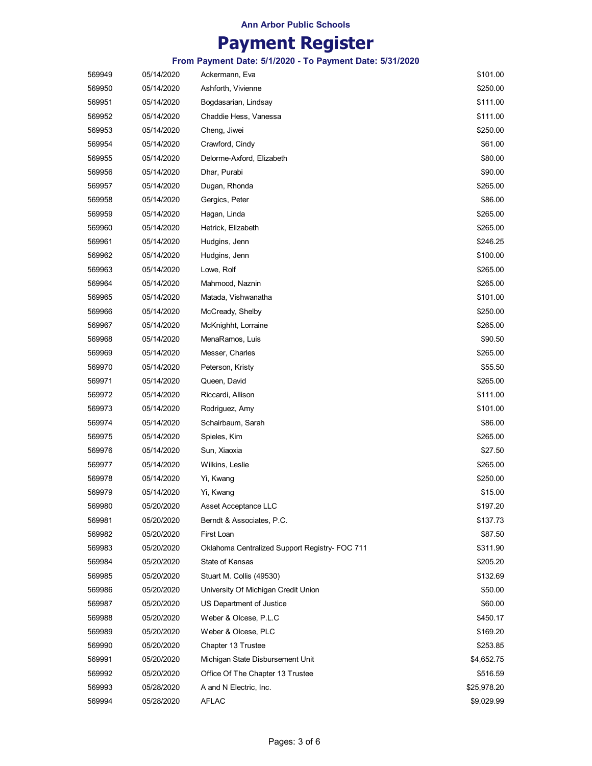# Ann Arbor Public Schools

# Payment Register

### From Payment Date: 5/1/2020 - To Payment Date: 5/31/2020

| | | | |
|---|---|---|---|
| 569949 | 05/14/2020 | Ackermann, Eva | $101.00 |
| 569950 | 05/14/2020 | Ashforth, Vivienne | $250.00 |
| 569951 | 05/14/2020 | Bogdasarian, Lindsay | $111.00 |
| 569952 | 05/14/2020 | Chaddie Hess, Vanessa | $111.00 |
| 569953 | 05/14/2020 | Cheng, Jiwei | $250.00 |
| 569954 | 05/14/2020 | Crawford, Cindy | $61.00 |
| 569955 | 05/14/2020 | Delorme-Axford, Elizabeth | $80.00 |
| 569956 | 05/14/2020 | Dhar, Purabi | $90.00 |
| 569957 | 05/14/2020 | Dugan, Rhonda | $265.00 |
| 569958 | 05/14/2020 | Gergics, Peter | $86.00 |
| 569959 | 05/14/2020 | Hagan, Linda | $265.00 |
| 569960 | 05/14/2020 | Hetrick, Elizabeth | $265.00 |
| 569961 | 05/14/2020 | Hudgins, Jenn | $246.25 |
| 569962 | 05/14/2020 | Hudgins, Jenn | $100.00 |
| 569963 | 05/14/2020 | Lowe, Rolf | $265.00 |
| 569964 | 05/14/2020 | Mahmood, Naznin | $265.00 |
| 569965 | 05/14/2020 | Matada, Vishwanatha | $101.00 |
| 569966 | 05/14/2020 | McCready, Shelby | $250.00 |
| 569967 | 05/14/2020 | McKnighht, Lorraine | $265.00 |
| 569968 | 05/14/2020 | MenaRamos, Luis | $90.50 |
| 569969 | 05/14/2020 | Messer, Charles | $265.00 |
| 569970 | 05/14/2020 | Peterson, Kristy | $55.50 |
| 569971 | 05/14/2020 | Queen, David | $265.00 |
| 569972 | 05/14/2020 | Riccardi, Allison | $111.00 |
| 569973 | 05/14/2020 | Rodriguez, Amy | $101.00 |
| 569974 | 05/14/2020 | Schairbaum, Sarah | $86.00 |
| 569975 | 05/14/2020 | Spieles, Kim | $265.00 |
| 569976 | 05/14/2020 | Sun, Xiaoxia | $27.50 |
| 569977 | 05/14/2020 | Wilkins, Leslie | $265.00 |
| 569978 | 05/14/2020 | Yi, Kwang | $250.00 |
| 569979 | 05/14/2020 | Yi, Kwang | $15.00 |
| 569980 | 05/20/2020 | Asset Acceptance LLC | $197.20 |
| 569981 | 05/20/2020 | Berndt & Associates, P.C. | $137.73 |
| 569982 | 05/20/2020 | First Loan | $87.50 |
| 569983 | 05/20/2020 | Oklahoma Centralized Support Registry- FOC 711 | $311.90 |
| 569984 | 05/20/2020 | State of Kansas | $205.20 |
| 569985 | 05/20/2020 | Stuart M. Collis (49530) | $132.69 |
| 569986 | 05/20/2020 | University Of Michigan Credit Union | $50.00 |
| 569987 | 05/20/2020 | US Department of Justice | $60.00 |
| 569988 | 05/20/2020 | Weber & Olcese, P.L.C | $450.17 |
| 569989 | 05/20/2020 | Weber & Olcese, PLC | $169.20 |
| 569990 | 05/20/2020 | Chapter 13 Trustee | $253.85 |
| 569991 | 05/20/2020 | Michigan State Disbursement Unit | $4,652.75 |
| 569992 | 05/20/2020 | Office Of The Chapter 13 Trustee | $516.59 |
| 569993 | 05/28/2020 | A and N Electric, Inc. | $25,978.20 |
| 569994 | 05/28/2020 | AFLAC | $9,029.99 |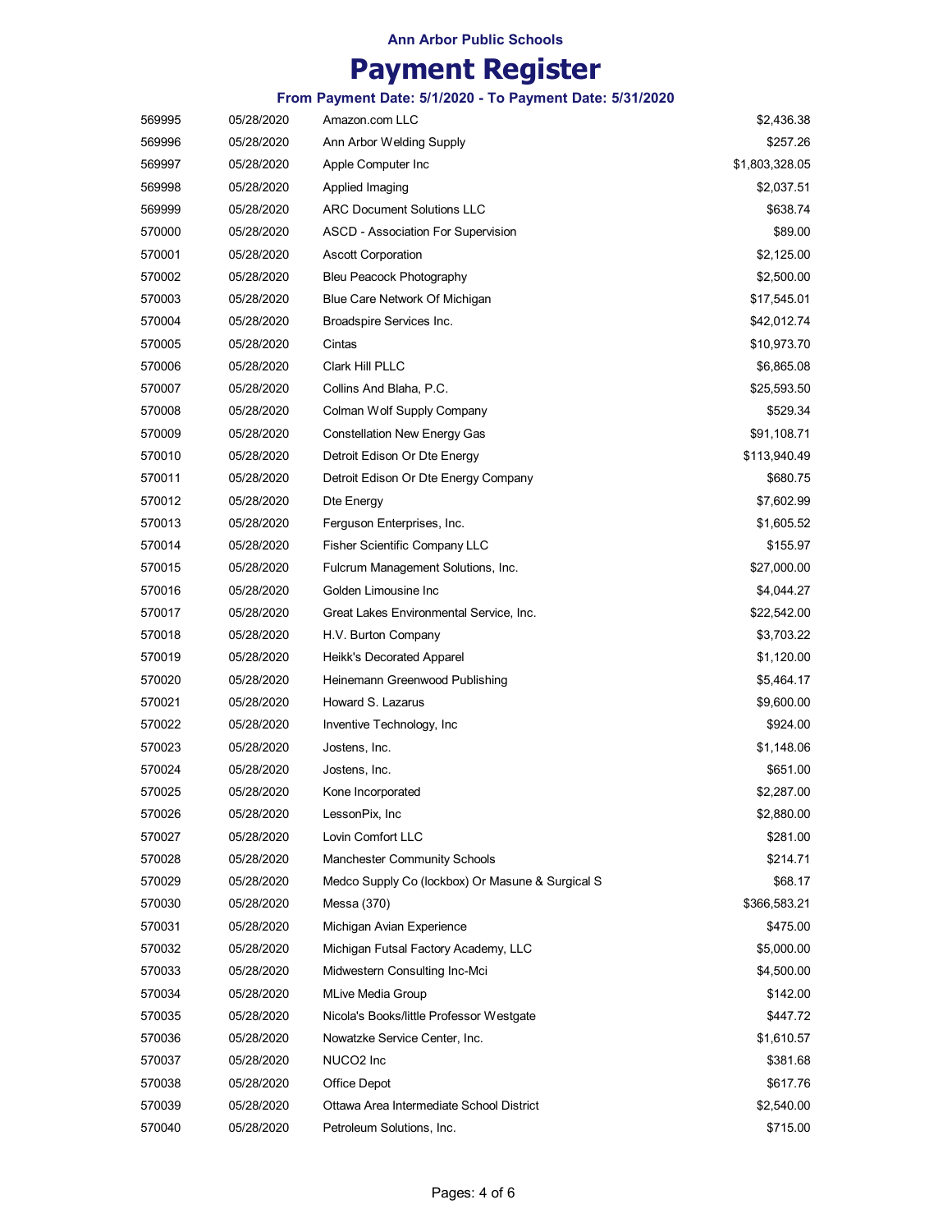Ann Arbor Public Schools

# Payment Register

### From Payment Date: 5/1/2020 - To Payment Date: 5/31/2020

| | | | |
|---|---|---|---|
| 569995 | 05/28/2020 | Amazon.com LLC | $2,436.38 |
| 569996 | 05/28/2020 | Ann Arbor Welding Supply | $257.26 |
| 569997 | 05/28/2020 | Apple Computer Inc | $1,803,328.05 |
| 569998 | 05/28/2020 | Applied Imaging | $2,037.51 |
| 569999 | 05/28/2020 | ARC Document Solutions LLC | $638.74 |
| 570000 | 05/28/2020 | ASCD - Association For Supervision | $89.00 |
| 570001 | 05/28/2020 | Ascott Corporation | $2,125.00 |
| 570002 | 05/28/2020 | Bleu Peacock Photography | $2,500.00 |
| 570003 | 05/28/2020 | Blue Care Network Of Michigan | $17,545.01 |
| 570004 | 05/28/2020 | Broadspire Services Inc. | $42,012.74 |
| 570005 | 05/28/2020 | Cintas | $10,973.70 |
| 570006 | 05/28/2020 | Clark Hill PLLC | $6,865.08 |
| 570007 | 05/28/2020 | Collins And Blaha, P.C. | $25,593.50 |
| 570008 | 05/28/2020 | Colman Wolf Supply Company | $529.34 |
| 570009 | 05/28/2020 | Constellation New Energy Gas | $91,108.71 |
| 570010 | 05/28/2020 | Detroit Edison Or Dte Energy | $113,940.49 |
| 570011 | 05/28/2020 | Detroit Edison Or Dte Energy Company | $680.75 |
| 570012 | 05/28/2020 | Dte Energy | $7,602.99 |
| 570013 | 05/28/2020 | Ferguson Enterprises, Inc. | $1,605.52 |
| 570014 | 05/28/2020 | Fisher Scientific Company LLC | $155.97 |
| 570015 | 05/28/2020 | Fulcrum Management Solutions, Inc. | $27,000.00 |
| 570016 | 05/28/2020 | Golden Limousine Inc | $4,044.27 |
| 570017 | 05/28/2020 | Great Lakes Environmental Service, Inc. | $22,542.00 |
| 570018 | 05/28/2020 | H.V. Burton Company | $3,703.22 |
| 570019 | 05/28/2020 | Heikk's Decorated Apparel | $1,120.00 |
| 570020 | 05/28/2020 | Heinemann Greenwood Publishing | $5,464.17 |
| 570021 | 05/28/2020 | Howard S. Lazarus | $9,600.00 |
| 570022 | 05/28/2020 | Inventive Technology, Inc | $924.00 |
| 570023 | 05/28/2020 | Jostens, Inc. | $1,148.06 |
| 570024 | 05/28/2020 | Jostens, Inc. | $651.00 |
| 570025 | 05/28/2020 | Kone Incorporated | $2,287.00 |
| 570026 | 05/28/2020 | LessonPix, Inc | $2,880.00 |
| 570027 | 05/28/2020 | Lovin Comfort LLC | $281.00 |
| 570028 | 05/28/2020 | Manchester Community Schools | $214.71 |
| 570029 | 05/28/2020 | Medco Supply Co (lockbox) Or Masune & Surgical S | $68.17 |
| 570030 | 05/28/2020 | Messa (370) | $366,583.21 |
| 570031 | 05/28/2020 | Michigan Avian Experience | $475.00 |
| 570032 | 05/28/2020 | Michigan Futsal Factory Academy, LLC | $5,000.00 |
| 570033 | 05/28/2020 | Midwestern Consulting Inc-Mci | $4,500.00 |
| 570034 | 05/28/2020 | MLive Media Group | $142.00 |
| 570035 | 05/28/2020 | Nicola's Books/little Professor Westgate | $447.72 |
| 570036 | 05/28/2020 | Nowatzke Service Center, Inc. | $1,610.57 |
| 570037 | 05/28/2020 | NUCO2 Inc | $381.68 |
| 570038 | 05/28/2020 | Office Depot | $617.76 |
| 570039 | 05/28/2020 | Ottawa Area Intermediate School District | $2,540.00 |
| 570040 | 05/28/2020 | Petroleum Solutions, Inc. | $715.00 |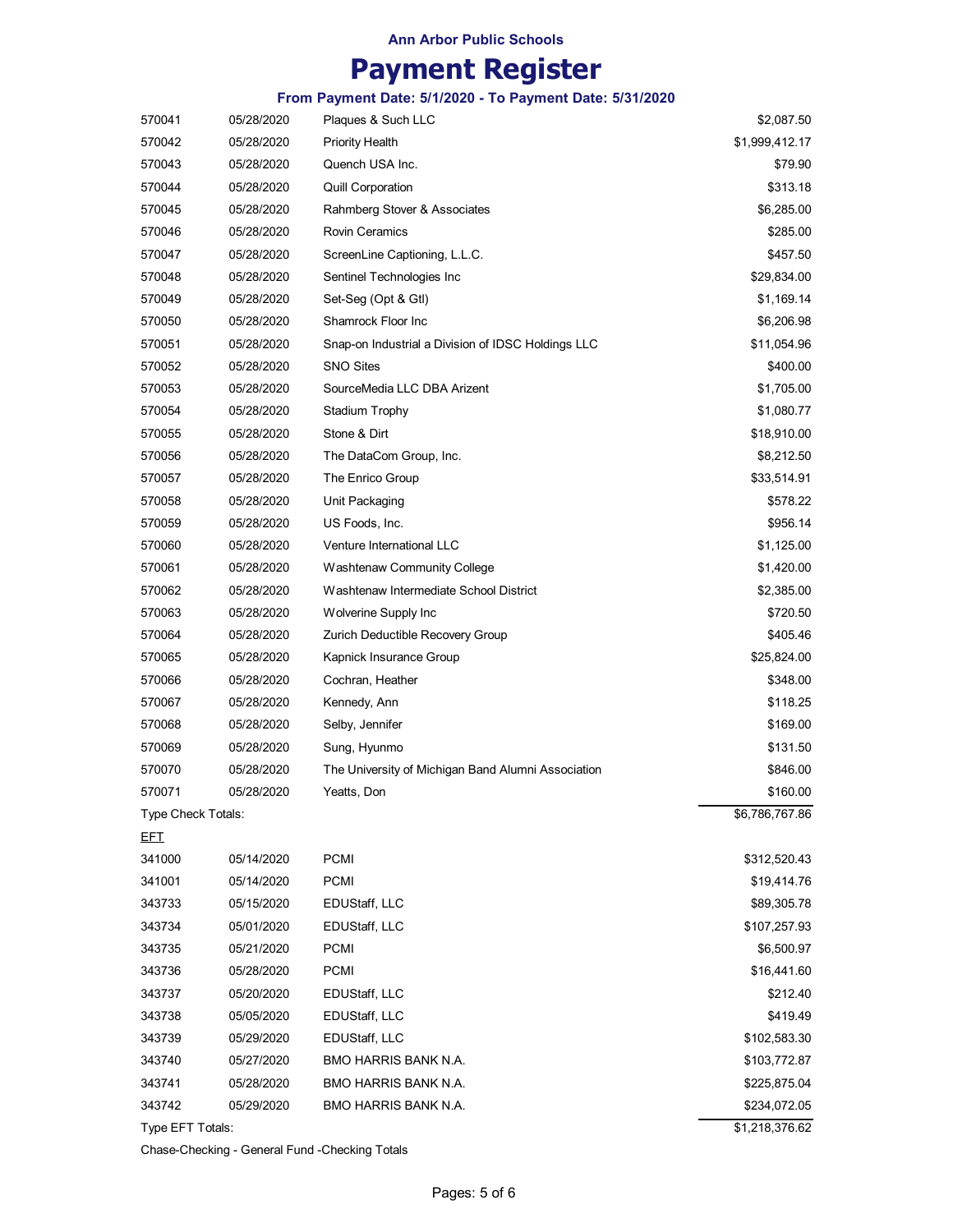# Ann Arbor Public Schools

# Payment Register

### From Payment Date: 5/1/2020 - To Payment Date: 5/31/2020

| | | | |
|---|---|---|---|
| 570041 | 05/28/2020 | Plaques & Such LLC | $2,087.50 |
| 570042 | 05/28/2020 | Priority Health | $1,999,412.17 |
| 570043 | 05/28/2020 | Quench USA Inc. | $79.90 |
| 570044 | 05/28/2020 | Quill Corporation | $313.18 |
| 570045 | 05/28/2020 | Rahmberg Stover & Associates | $6,285.00 |
| 570046 | 05/28/2020 | Rovin Ceramics | $285.00 |
| 570047 | 05/28/2020 | ScreenLine Captioning, L.L.C. | $457.50 |
| 570048 | 05/28/2020 | Sentinel Technologies Inc | $29,834.00 |
| 570049 | 05/28/2020 | Set-Seg (Opt & Gtl) | $1,169.14 |
| 570050 | 05/28/2020 | Shamrock Floor Inc | $6,206.98 |
| 570051 | 05/28/2020 | Snap-on Industrial a Division of IDSC Holdings LLC | $11,054.96 |
| 570052 | 05/28/2020 | SNO Sites | $400.00 |
| 570053 | 05/28/2020 | SourceMedia LLC DBA Arizent | $1,705.00 |
| 570054 | 05/28/2020 | Stadium Trophy | $1,080.77 |
| 570055 | 05/28/2020 | Stone & Dirt | $18,910.00 |
| 570056 | 05/28/2020 | The DataCom Group, Inc. | $8,212.50 |
| 570057 | 05/28/2020 | The Enrico Group | $33,514.91 |
| 570058 | 05/28/2020 | Unit Packaging | $578.22 |
| 570059 | 05/28/2020 | US Foods, Inc. | $956.14 |
| 570060 | 05/28/2020 | Venture International LLC | $1,125.00 |
| 570061 | 05/28/2020 | Washtenaw Community College | $1,420.00 |
| 570062 | 05/28/2020 | Washtenaw Intermediate School District | $2,385.00 |
| 570063 | 05/28/2020 | Wolverine Supply Inc | $720.50 |
| 570064 | 05/28/2020 | Zurich Deductible Recovery Group | $405.46 |
| 570065 | 05/28/2020 | Kapnick Insurance Group | $25,824.00 |
| 570066 | 05/28/2020 | Cochran, Heather | $348.00 |
| 570067 | 05/28/2020 | Kennedy, Ann | $118.25 |
| 570068 | 05/28/2020 | Selby, Jennifer | $169.00 |
| 570069 | 05/28/2020 | Sung, Hyunmo | $131.50 |
| 570070 | 05/28/2020 | The University of Michigan Band Alumni Association | $846.00 |
| 570071 | 05/28/2020 | Yeatts, Don | $160.00 |
| Type Check Totals: | | | $6,786,767.86 |
| EFT | | | |
| 341000 | 05/14/2020 | PCMI | $312,520.43 |
| 341001 | 05/14/2020 | PCMI | $19,414.76 |
| 343733 | 05/15/2020 | EDUStaff, LLC | $89,305.78 |
| 343734 | 05/01/2020 | EDUStaff, LLC | $107,257.93 |
| 343735 | 05/21/2020 | PCMI | $6,500.97 |
| 343736 | 05/28/2020 | PCMI | $16,441.60 |
| 343737 | 05/20/2020 | EDUStaff, LLC | $212.40 |
| 343738 | 05/05/2020 | EDUStaff, LLC | $419.49 |
| 343739 | 05/29/2020 | EDUStaff, LLC | $102,583.30 |
| 343740 | 05/27/2020 | BMO HARRIS BANK N.A. | $103,772.87 |
| 343741 | 05/28/2020 | BMO HARRIS BANK N.A. | $225,875.04 |
| 343742 | 05/29/2020 | BMO HARRIS BANK N.A. | $234,072.05 |
| Type EFT Totals: | | | $1,218,376.62 |

Chase-Checking - General Fund -Checking Totals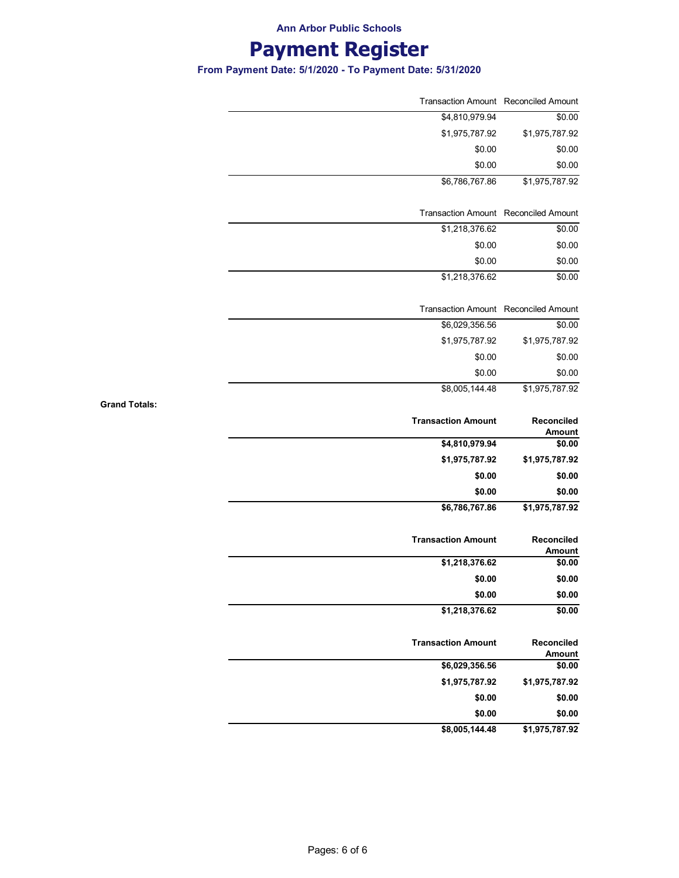Ann Arbor Public Schools

# Payment Register

**From Payment Date: 5/1/2020 - To Payment Date: 5/31/2020**

| | Transaction Amount | Reconciled Amount |
|---|---|---|
| | $4,810,979.94 | $0.00 |
| | $1,975,787.92 | $1,975,787.92 |
| | $0.00 | $0.00 |
| | $0.00 | $0.00 |
| | $6,786,767.86 | $1,975,787.92 |

| | Transaction Amount | Reconciled Amount |
|---|---|---|
| | $1,218,376.62 | $0.00 |
| | $0.00 | $0.00 |
| | $0.00 | $0.00 |
| | $1,218,376.62 | $0.00 |

| | Transaction Amount | Reconciled Amount |
|---|---|---|
| | $6,029,356.56 | $0.00 |
| | $1,975,787.92 | $1,975,787.92 |
| | $0.00 | $0.00 |
| | $0.00 | $0.00 |
| | $8,005,144.48 | $1,975,787.92 |

**Grand Totals:**

| | **Transaction Amount** | **Reconciled Amount** |
|---|---|---|
| | **$4,810,979.94** | **$0.00** |
| | **$1,975,787.92** | **$1,975,787.92** |
| | **$0.00** | **$0.00** |
| | **$0.00** | **$0.00** |
| | **$6,786,767.86** | **$1,975,787.92** |

| | **Transaction Amount** | **Reconciled Amount** |
|---|---|---|
| | **$1,218,376.62** | **$0.00** |
| | **$0.00** | **$0.00** |
| | **$0.00** | **$0.00** |
| | **$1,218,376.62** | **$0.00** |

| | **Transaction Amount** | **Reconciled Amount** |
|---|---|---|
| | **$6,029,356.56** | **$0.00** |
| | **$1,975,787.92** | **$1,975,787.92** |
| | **$0.00** | **$0.00** |
| | **$0.00** | **$0.00** |
| | **$8,005,144.48** | **$1,975,787.92** |